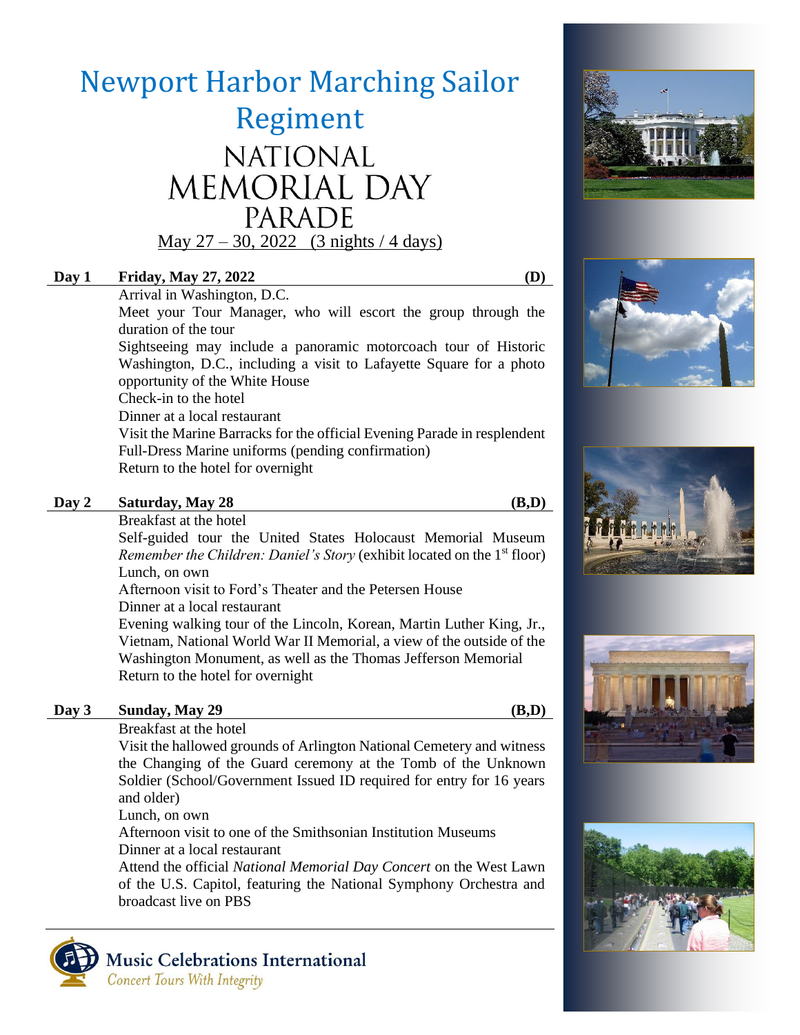# Newport Harbor Marching Sailor Regiment

## NATIONAL MEMORIAL DAY PARADE

May 27 – 30, 2022 (3 nights / 4 days)

**Day 1 Friday, May 27, 2022 (D)**

Arrival in Washington, D.C.
Meet your Tour Manager, who will escort the group through the duration of the tour
Sightseeing may include a panoramic motorcoach tour of Historic Washington, D.C., including a visit to Lafayette Square for a photo opportunity of the White House
Check-in to the hotel
Dinner at a local restaurant
Visit the Marine Barracks for the official Evening Parade in resplendent Full-Dress Marine uniforms (pending confirmation)
Return to the hotel for overnight

**Day 2 Saturday, May 28 (B,D)**

Breakfast at the hotel
Self-guided tour the United States Holocaust Memorial Museum *Remember the Children: Daniel's Story* (exhibit located on the 1st floor)
Lunch, on own
Afternoon visit to Ford's Theater and the Petersen House
Dinner at a local restaurant
Evening walking tour of the Lincoln, Korean, Martin Luther King, Jr., Vietnam, National World War II Memorial, a view of the outside of the Washington Monument, as well as the Thomas Jefferson Memorial
Return to the hotel for overnight

**Day 3 Sunday, May 29 (B,D)**

Breakfast at the hotel
Visit the hallowed grounds of Arlington National Cemetery and witness the Changing of the Guard ceremony at the Tomb of the Unknown Soldier (School/Government Issued ID required for entry for 16 years and older)
Lunch, on own
Afternoon visit to one of the Smithsonian Institution Museums
Dinner at a local restaurant
Attend the official *National Memorial Day Concert* on the West Lawn of the U.S. Capitol, featuring the National Symphony Orchestra and broadcast live on PBS

Music Celebrations International
*Concert Tours With Integrity*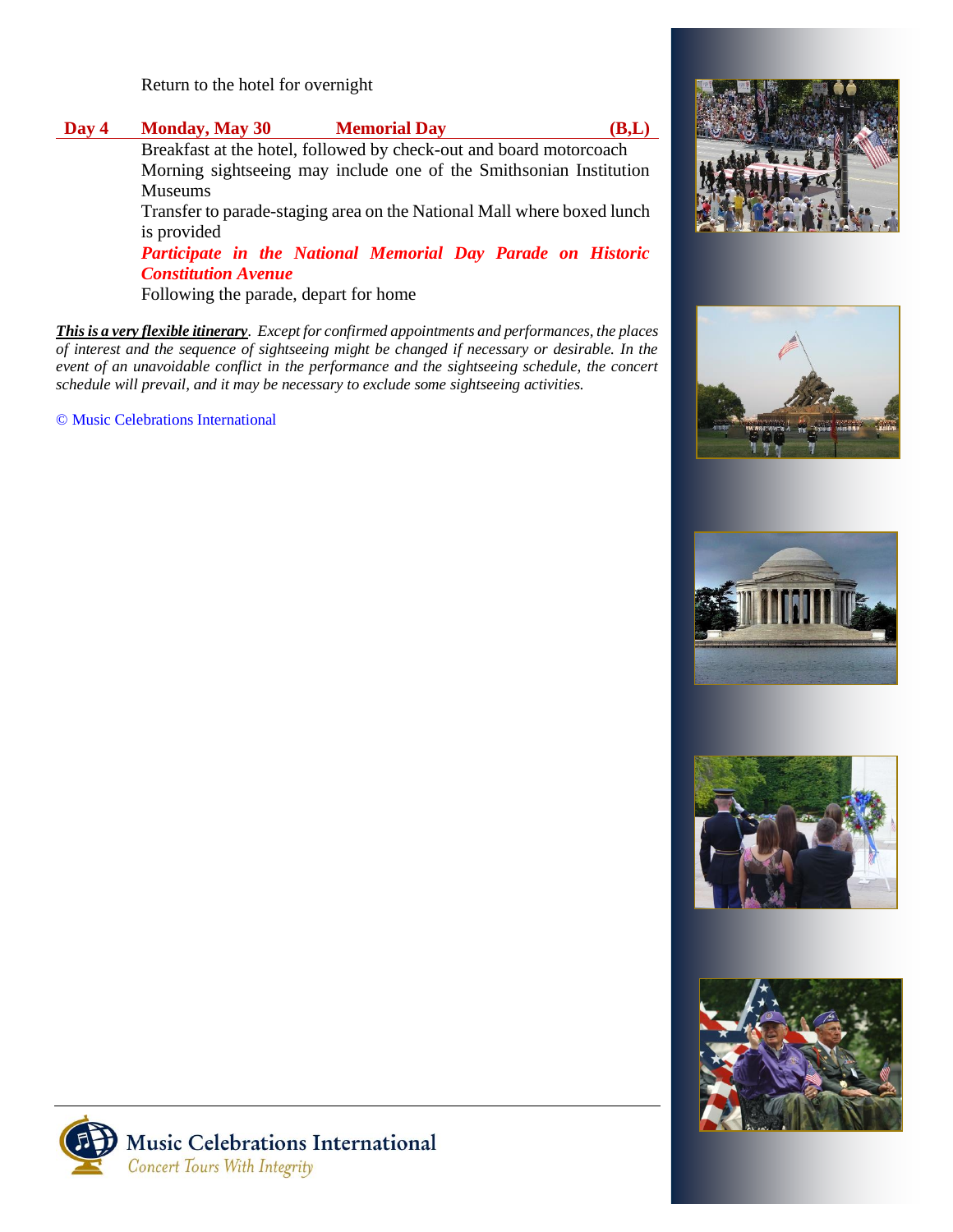Return to the hotel for overnight

**Day 4 Monday, May 30 Memorial Day (B,L)**

Breakfast at the hotel, followed by check-out and board motorcoach

Morning sightseeing may include one of the Smithsonian Institution Museums

Transfer to parade-staging area on the National Mall where boxed lunch is provided

***Participate in the National Memorial Day Parade on Historic Constitution Avenue***

Following the parade, depart for home

***This is a very flexible itinerary****. Except for confirmed appointments and performances, the places of interest and the sequence of sightseeing might be changed if necessary or desirable. In the event of an unavoidable conflict in the performance and the sightseeing schedule, the concert schedule will prevail, and it may be necessary to exclude some sightseeing activities.*

© Music Celebrations International

Music Celebrations International
Concert Tours With Integrity